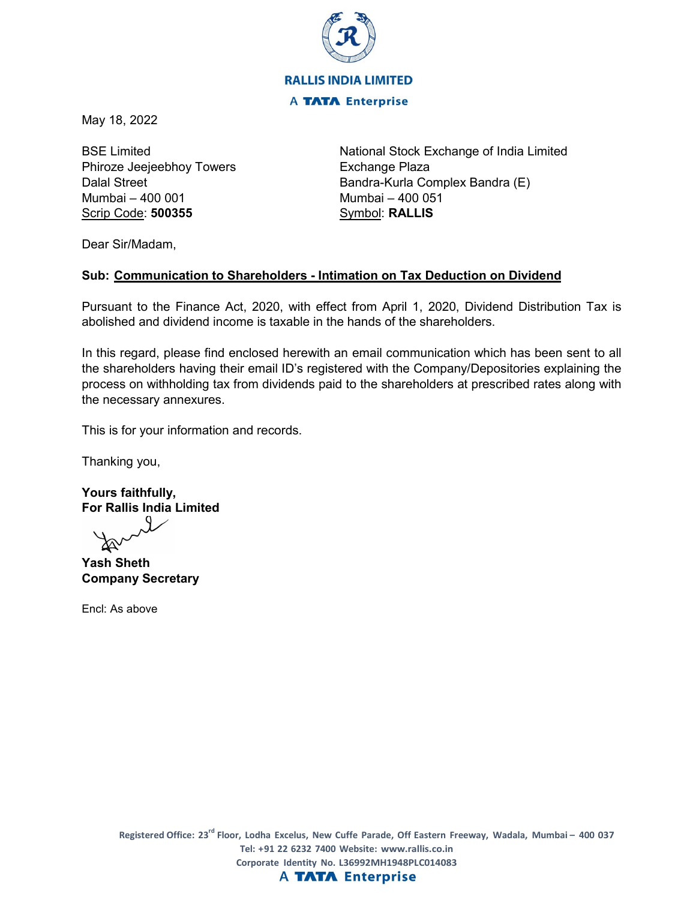**RALLIS INDIA LIMITED**

**A TATA Enterprise**

May 18, 2022

BSE Limited
Phiroze Jeejeebhoy Towers
Dalal Street
Mumbai – 400 001
Scrip Code: **500355**

National Stock Exchange of India Limited
Exchange Plaza
Bandra-Kurla Complex Bandra (E)
Mumbai – 400 051
Symbol: **RALLIS**

Dear Sir/Madam,

**Sub: Communication to Shareholders - Intimation on Tax Deduction on Dividend**

Pursuant to the Finance Act, 2020, with effect from April 1, 2020, Dividend Distribution Tax is abolished and dividend income is taxable in the hands of the shareholders.

In this regard, please find enclosed herewith an email communication which has been sent to all the shareholders having their email ID's registered with the Company/Depositories explaining the process on withholding tax from dividends paid to the shareholders at prescribed rates along with the necessary annexures.

This is for your information and records.

Thanking you,

**Yours faithfully,**
**For Rallis India Limited**

**Yash Sheth**
**Company Secretary**

Encl: As above

Registered Office: 23rd Floor, Lodha Excelus, New Cuffe Parade, Off Eastern Freeway, Wadala, Mumbai – 400 037
Tel: +91 22 6232 7400 Website: www.rallis.co.in
Corporate Identity No. L36992MH1948PLC014083
A TATA Enterprise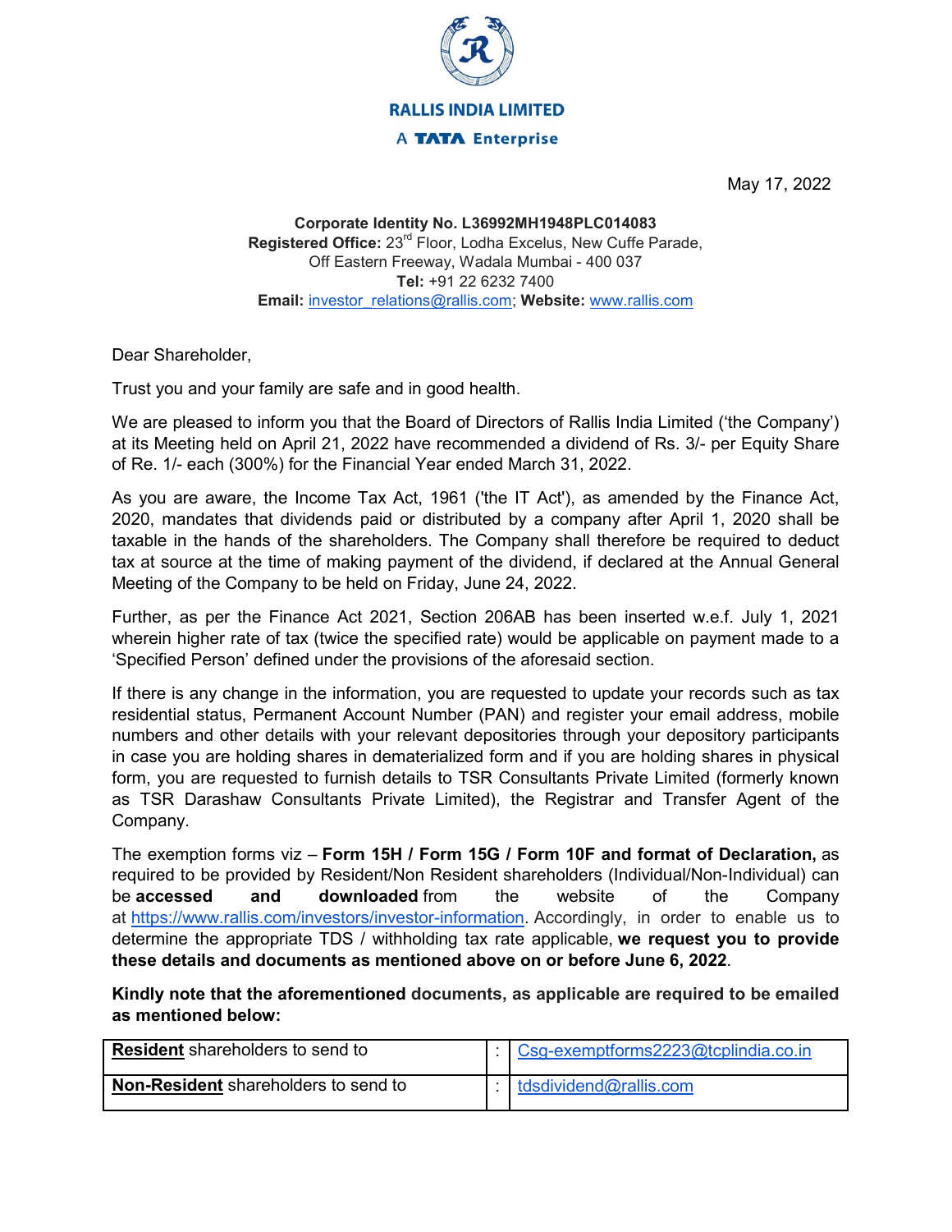**RALLIS INDIA LIMITED**

**A TATA Enterprise**

May 17, 2022

**Corporate Identity No. L36992MH1948PLC014083**
**Registered Office:** 23rd Floor, Lodha Excelus, New Cuffe Parade,
Off Eastern Freeway, Wadala Mumbai - 400 037
**Tel:** +91 22 6232 7400
**Email:** investor_relations@rallis.com; **Website:** www.rallis.com

Dear Shareholder,

Trust you and your family are safe and in good health.

We are pleased to inform you that the Board of Directors of Rallis India Limited ('the Company') at its Meeting held on April 21, 2022 have recommended a dividend of Rs. 3/- per Equity Share of Re. 1/- each (300%) for the Financial Year ended March 31, 2022.

As you are aware, the Income Tax Act, 1961 ('the IT Act'), as amended by the Finance Act, 2020, mandates that dividends paid or distributed by a company after April 1, 2020 shall be taxable in the hands of the shareholders. The Company shall therefore be required to deduct tax at source at the time of making payment of the dividend, if declared at the Annual General Meeting of the Company to be held on Friday, June 24, 2022.

Further, as per the Finance Act 2021, Section 206AB has been inserted w.e.f. July 1, 2021 wherein higher rate of tax (twice the specified rate) would be applicable on payment made to a 'Specified Person' defined under the provisions of the aforesaid section.

If there is any change in the information, you are requested to update your records such as tax residential status, Permanent Account Number (PAN) and register your email address, mobile numbers and other details with your relevant depositories through your depository participants in case you are holding shares in dematerialized form and if you are holding shares in physical form, you are requested to furnish details to TSR Consultants Private Limited (formerly known as TSR Darashaw Consultants Private Limited), the Registrar and Transfer Agent of the Company.

The exemption forms viz – **Form 15H / Form 15G / Form 10F and format of Declaration,** as required to be provided by Resident/Non Resident shareholders (Individual/Non-Individual) can be **accessed and downloaded** from the website of the Company at https://www.rallis.com/investors/investor-information. Accordingly, in order to enable us to determine the appropriate TDS / withholding tax rate applicable, **we request you to provide these details and documents as mentioned above on or before June 6, 2022**.

**Kindly note that the aforementioned documents, as applicable are required to be emailed as mentioned below:**

| | | |
|---|---|---|
| **Resident** shareholders to send to | : | Csg-exemptforms2223@tcplindia.co.in |
| **Non-Resident** shareholders to send to | : | tdsdividend@rallis.com |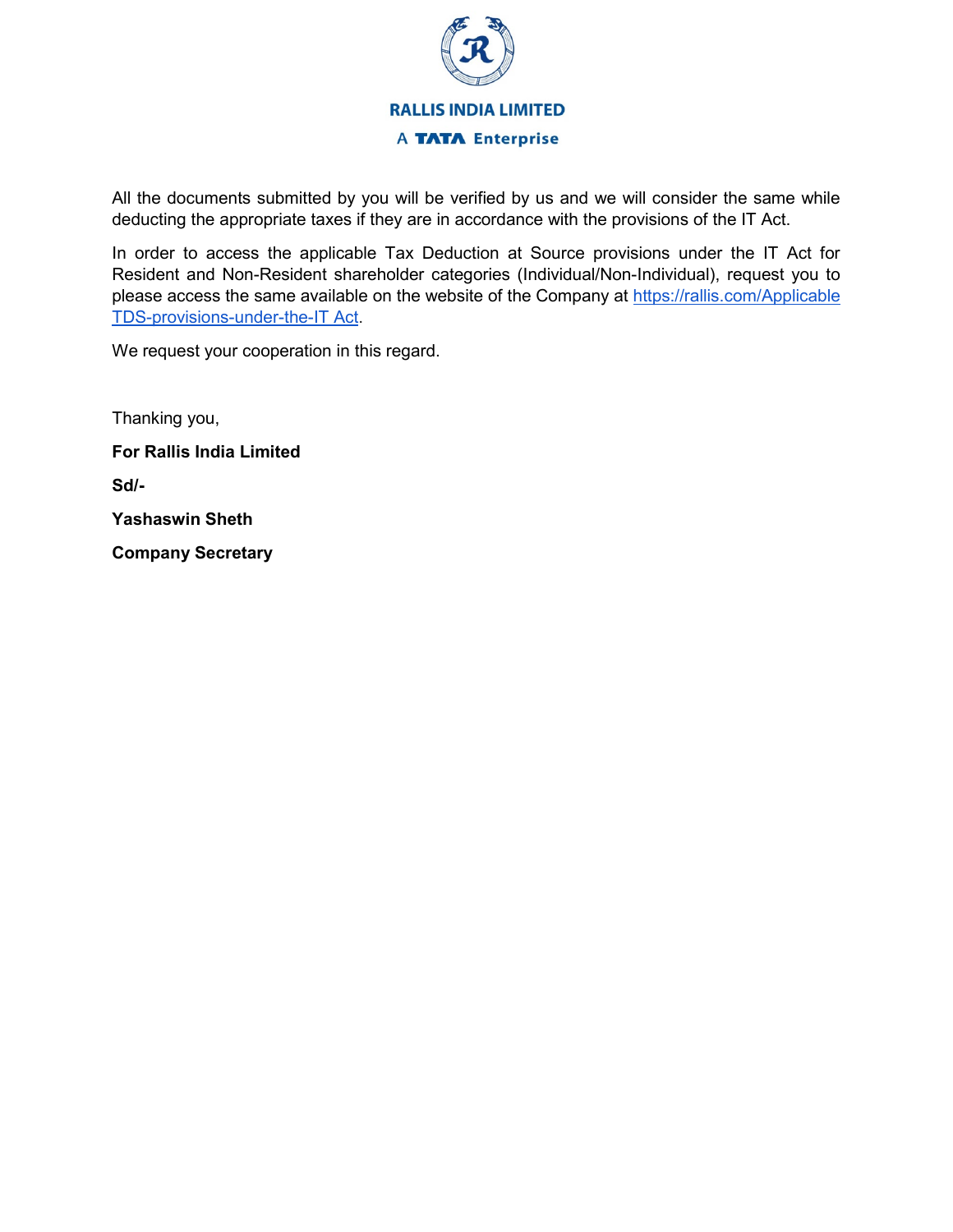All the documents submitted by you will be verified by us and we will consider the same while deducting the appropriate taxes if they are in accordance with the provisions of the IT Act.

In order to access the applicable Tax Deduction at Source provisions under the IT Act for Resident and Non-Resident shareholder categories (Individual/Non-Individual), request you to please access the same available on the website of the Company at [https://rallis.com/Applicable TDS-provisions-under-the-IT Act](https://rallis.com/Applicable TDS-provisions-under-the-IT Act).

We request your cooperation in this regard.

Thanking you,

**For Rallis India Limited**

**Sd/-**

**Yashaswin Sheth**

**Company Secretary**